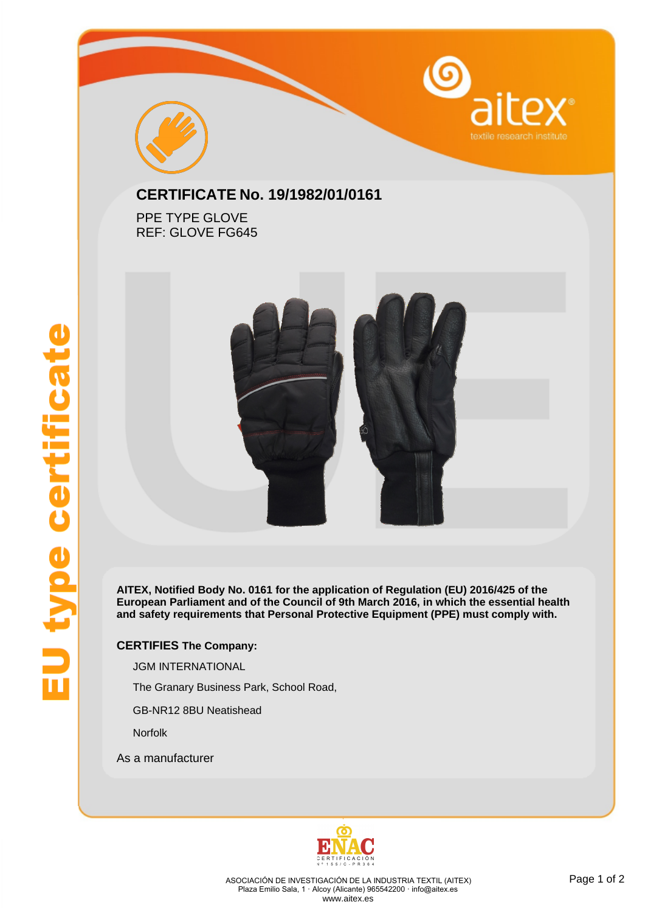EU type certificate

aitex
textile research institute

# CERTIFICATE No. 19/1982/01/0161

PPE TYPE GLOVE
REF: GLOVE FG645

**AITEX, Notified Body No. 0161 for the application of Regulation (EU) 2016/425 of the European Parliament and of the Council of 9th March 2016, in which the essential health and safety requirements that Personal Protective Equipment (PPE) must comply with.**

**CERTIFIES The Company:**

JGM INTERNATIONAL

The Granary Business Park, School Road,

GB-NR12 8BU Neatishead

Norfolk

As a manufacturer

ENAC
CERTIFICACIÓN
Nº 155/C-PR364

ASOCIACIÓN DE INVESTIGACIÓN DE LA INDUSTRIA TEXTIL (AITEX)
Plaza Emilio Sala, 1 · Alcoy (Alicante) 965542200 · info@aitex.es
www.aitex.es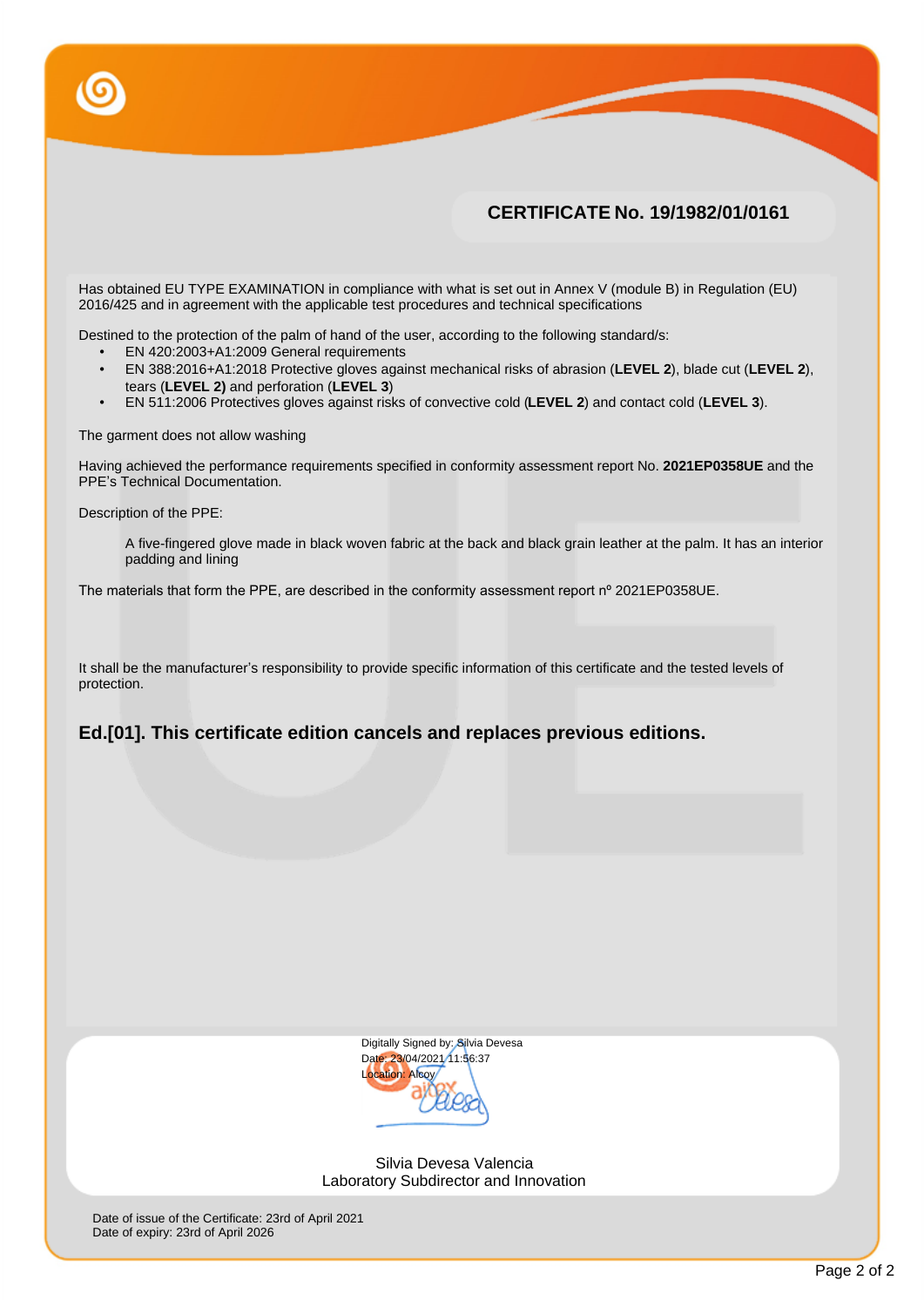# CERTIFICATE No. 19/1982/01/0161

Has obtained EU TYPE EXAMINATION in compliance with what is set out in Annex V (module B) in Regulation (EU) 2016/425 and in agreement with the applicable test procedures and technical specifications

Destined to the protection of the palm of hand of the user, according to the following standard/s:

- EN 420:2003+A1:2009 General requirements
- EN 388:2016+A1:2018 Protective gloves against mechanical risks of abrasion (**LEVEL 2**), blade cut (**LEVEL 2**), tears (**LEVEL 2)** and perforation (**LEVEL 3**)
- EN 511:2006 Protectives gloves against risks of convective cold (**LEVEL 2**) and contact cold (**LEVEL 3**).

The garment does not allow washing

Having achieved the performance requirements specified in conformity assessment report No. **2021EP0358UE** and the PPE's Technical Documentation.

Description of the PPE:

A five-fingered glove made in black woven fabric at the back and black grain leather at the palm. It has an interior padding and lining

The materials that form the PPE, are described in the conformity assessment report nº 2021EP0358UE.

It shall be the manufacturer's responsibility to provide specific information of this certificate and the tested levels of protection.

## Ed.[01]. This certificate edition cancels and replaces previous editions.

Digitally Signed by: Silvia Devesa
Date: 23/04/2021 11:56:37
Location: Alcoy

Silvia Devesa Valencia
Laboratory Subdirector and Innovation

Date of issue of the Certificate: 23rd of April 2021
Date of expiry: 23rd of April 2026